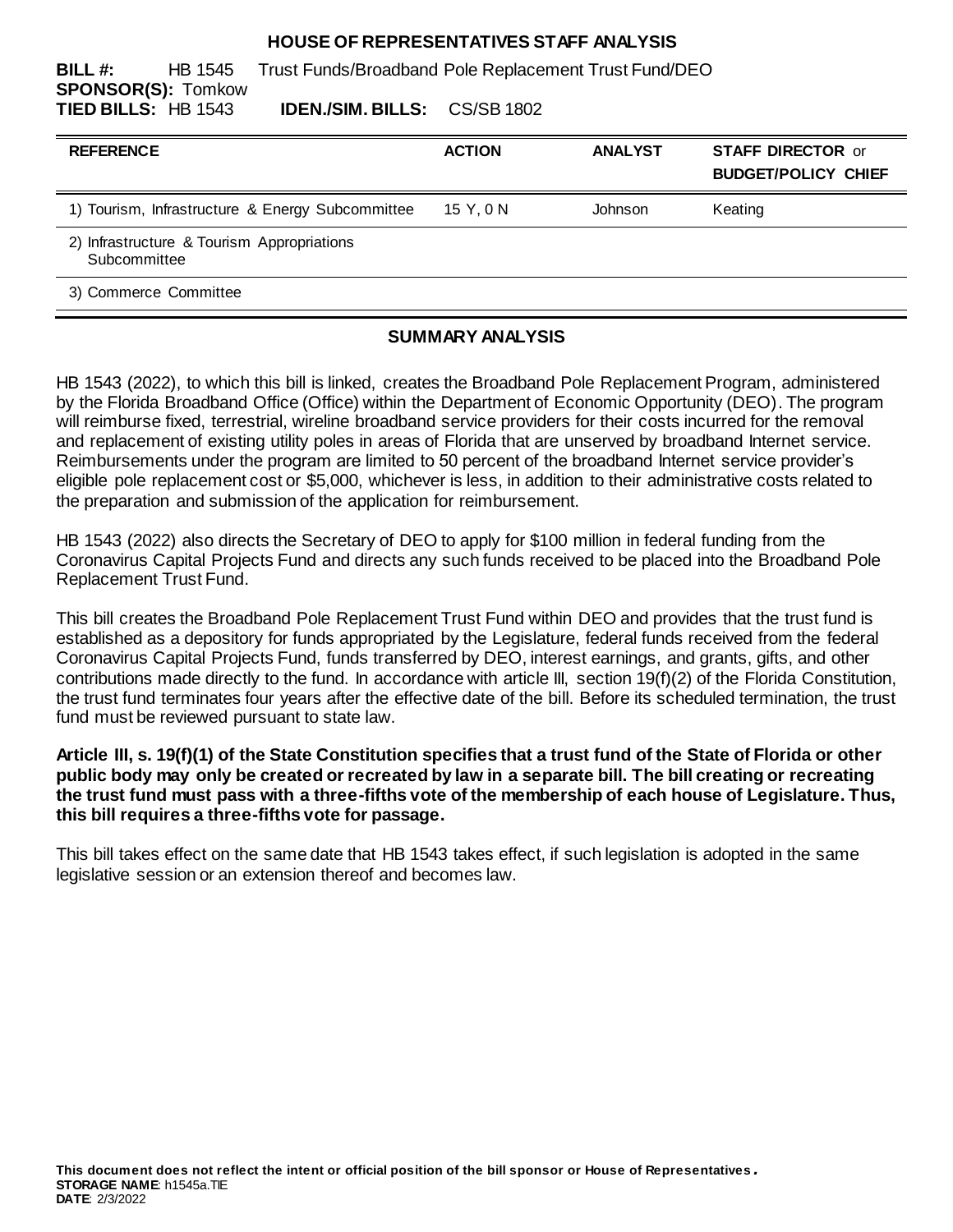# HOUSE OF REPRESENTATIVES STAFF ANALYSIS

**BILL #:** HB 1545 Trust Funds/Broadband Pole Replacement Trust Fund/DEO
**SPONSOR(S):** Tomkow
**TIED BILLS:** HB 1543 **IDEN./SIM. BILLS:** CS/SB 1802

| REFERENCE | ACTION | ANALYST | STAFF DIRECTOR or BUDGET/POLICY CHIEF |
|---|---|---|---|
| 1) Tourism, Infrastructure & Energy Subcommittee | 15 Y, 0 N | Johnson | Keating |
| 2) Infrastructure & Tourism Appropriations Subcommittee | | | |
| 3) Commerce Committee | | | |

## SUMMARY ANALYSIS

HB 1543 (2022), to which this bill is linked, creates the Broadband Pole Replacement Program, administered by the Florida Broadband Office (Office) within the Department of Economic Opportunity (DEO). The program will reimburse fixed, terrestrial, wireline broadband service providers for their costs incurred for the removal and replacement of existing utility poles in areas of Florida that are unserved by broadband Internet service. Reimbursements under the program are limited to 50 percent of the broadband Internet service provider's eligible pole replacement cost or $5,000, whichever is less, in addition to their administrative costs related to the preparation and submission of the application for reimbursement.

HB 1543 (2022) also directs the Secretary of DEO to apply for $100 million in federal funding from the Coronavirus Capital Projects Fund and directs any such funds received to be placed into the Broadband Pole Replacement Trust Fund.

This bill creates the Broadband Pole Replacement Trust Fund within DEO and provides that the trust fund is established as a depository for funds appropriated by the Legislature, federal funds received from the federal Coronavirus Capital Projects Fund, funds transferred by DEO, interest earnings, and grants, gifts, and other contributions made directly to the fund. In accordance with article III, section 19(f)(2) of the Florida Constitution, the trust fund terminates four years after the effective date of the bill. Before its scheduled termination, the trust fund must be reviewed pursuant to state law.

**Article III, s. 19(f)(1) of the State Constitution specifies that a trust fund of the State of Florida or other public body may only be created or recreated by law in a separate bill. The bill creating or recreating the trust fund must pass with a three-fifths vote of the membership of each house of Legislature. Thus, this bill requires a three-fifths vote for passage.**

This bill takes effect on the same date that HB 1543 takes effect, if such legislation is adopted in the same legislative session or an extension thereof and becomes law.

**This document does not reflect the intent or official position of the bill sponsor or House of Representatives.**
**STORAGE NAME**: h1545a.TIE
**DATE**: 2/3/2022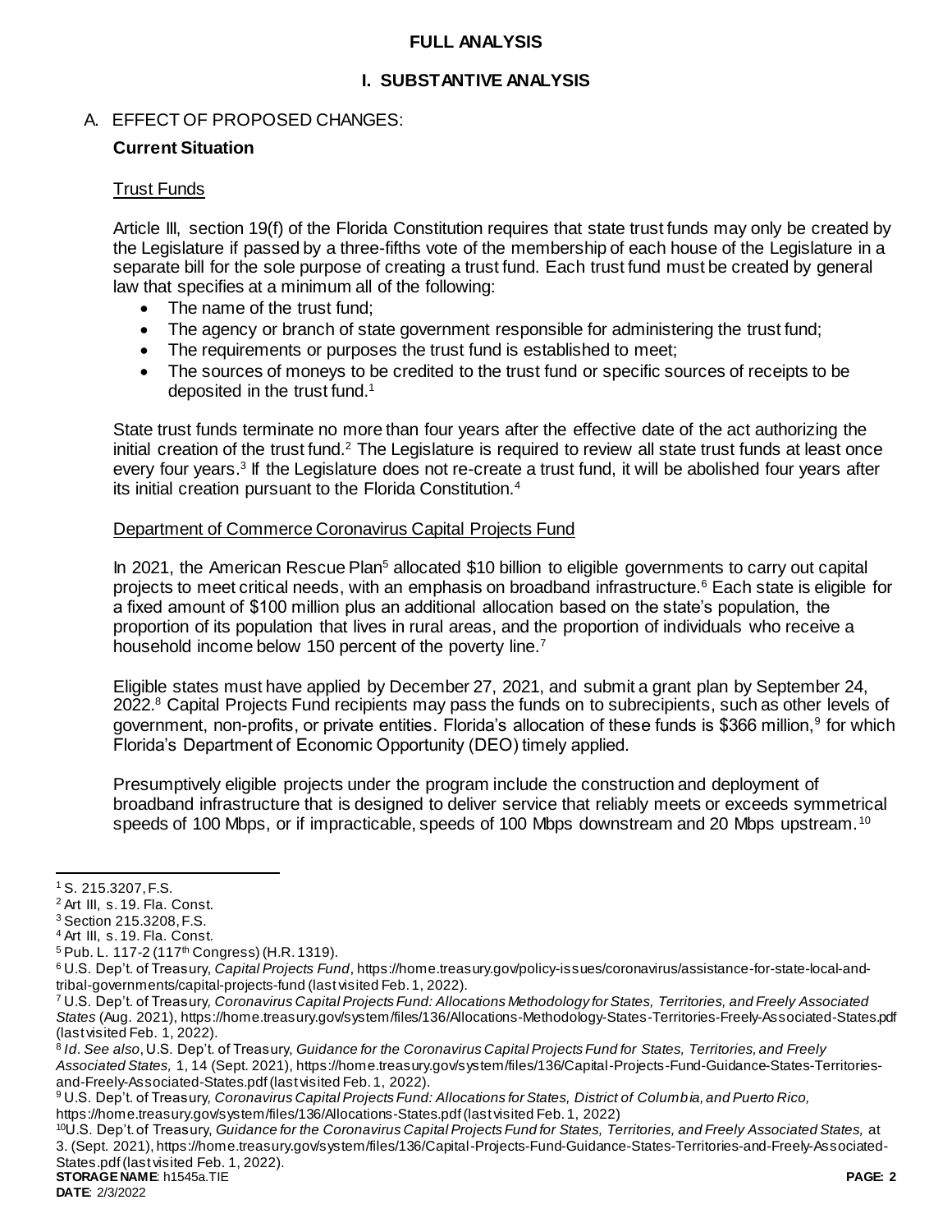# FULL ANALYSIS

## I. SUBSTANTIVE ANALYSIS

### A. EFFECT OF PROPOSED CHANGES:

**Current Situation**

Trust Funds

Article III, section 19(f) of the Florida Constitution requires that state trust funds may only be created by the Legislature if passed by a three-fifths vote of the membership of each house of the Legislature in a separate bill for the sole purpose of creating a trust fund. Each trust fund must be created by general law that specifies at a minimum all of the following:

- The name of the trust fund;
- The agency or branch of state government responsible for administering the trust fund;
- The requirements or purposes the trust fund is established to meet;
- The sources of moneys to be credited to the trust fund or specific sources of receipts to be deposited in the trust fund.[1]

State trust funds terminate no more than four years after the effective date of the act authorizing the initial creation of the trust fund.[2] The Legislature is required to review all state trust funds at least once every four years.[3] If the Legislature does not re-create a trust fund, it will be abolished four years after its initial creation pursuant to the Florida Constitution.[4]

Department of Commerce Coronavirus Capital Projects Fund

In 2021, the American Rescue Plan[5] allocated $10 billion to eligible governments to carry out capital projects to meet critical needs, with an emphasis on broadband infrastructure.[6] Each state is eligible for a fixed amount of $100 million plus an additional allocation based on the state's population, the proportion of its population that lives in rural areas, and the proportion of individuals who receive a household income below 150 percent of the poverty line.[7]

Eligible states must have applied by December 27, 2021, and submit a grant plan by September 24, 2022.[8] Capital Projects Fund recipients may pass the funds on to subrecipients, such as other levels of government, non-profits, or private entities. Florida's allocation of these funds is $366 million,[9] for which Florida's Department of Economic Opportunity (DEO) timely applied.

Presumptively eligible projects under the program include the construction and deployment of broadband infrastructure that is designed to deliver service that reliably meets or exceeds symmetrical speeds of 100 Mbps, or if impracticable, speeds of 100 Mbps downstream and 20 Mbps upstream.[10]

---

[1] S. 215.3207, F.S.

[2] Art III, s. 19. Fla. Const.

[3] Section 215.3208, F.S.

[4] Art III, s. 19. Fla. Const.

[5] Pub. L. 117-2 (117th Congress) (H.R. 1319).

[6] U.S. Dep't. of Treasury, *Capital Projects Fund*, https://home.treasury.gov/policy-issues/coronavirus/assistance-for-state-local-and-tribal-governments/capital-projects-fund (last visited Feb. 1, 2022).

[7] U.S. Dep't. of Treasury, *Coronavirus Capital Projects Fund: Allocations Methodology for States, Territories, and Freely Associated States* (Aug. 2021), https://home.treasury.gov/system/files/136/Allocations-Methodology-States-Territories-Freely-Associated-States.pdf (last visited Feb. 1, 2022).

[8] *Id*. *See also*, U.S. Dep't. of Treasury, *Guidance for the Coronavirus Capital Projects Fund for States, Territories, and Freely Associated States,* 1, 14 (Sept. 2021), https://home.treasury.gov/system/files/136/Capital-Projects-Fund-Guidance-States-Territories-and-Freely-Associated-States.pdf (last visited Feb. 1, 2022).

[9] U.S. Dep't. of Treasury, *Coronavirus Capital Projects Fund: Allocations for States, District of Columbia, and Puerto Rico,* https://home.treasury.gov/system/files/136/Allocations-States.pdf (last visited Feb. 1, 2022)

[10] U.S. Dep't. of Treasury, *Guidance for the Coronavirus Capital Projects Fund for States, Territories, and Freely Associated States,* at 3. (Sept. 2021), https://home.treasury.gov/system/files/136/Capital-Projects-Fund-Guidance-States-Territories-and-Freely-Associated-States.pdf (last visited Feb. 1, 2022).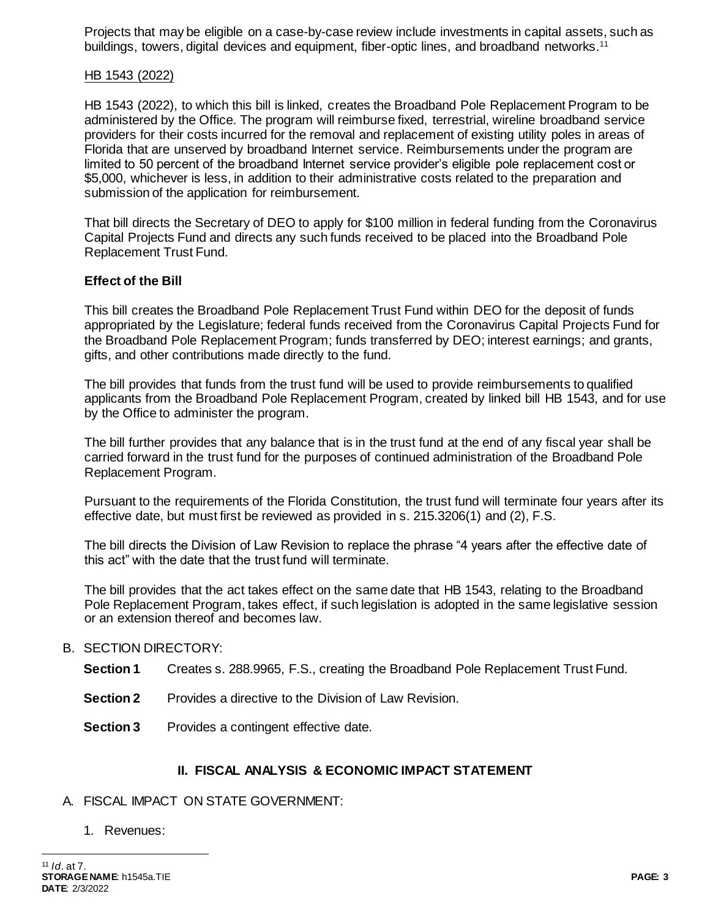Projects that may be eligible on a case-by-case review include investments in capital assets, such as buildings, towers, digital devices and equipment, fiber-optic lines, and broadband networks.[11]

HB 1543 (2022)

HB 1543 (2022), to which this bill is linked, creates the Broadband Pole Replacement Program to be administered by the Office. The program will reimburse fixed, terrestrial, wireline broadband service providers for their costs incurred for the removal and replacement of existing utility poles in areas of Florida that are unserved by broadband Internet service. Reimbursements under the program are limited to 50 percent of the broadband Internet service provider's eligible pole replacement cost or $5,000, whichever is less, in addition to their administrative costs related to the preparation and submission of the application for reimbursement.

That bill directs the Secretary of DEO to apply for $100 million in federal funding from the Coronavirus Capital Projects Fund and directs any such funds received to be placed into the Broadband Pole Replacement Trust Fund.

**Effect of the Bill**

This bill creates the Broadband Pole Replacement Trust Fund within DEO for the deposit of funds appropriated by the Legislature; federal funds received from the Coronavirus Capital Projects Fund for the Broadband Pole Replacement Program; funds transferred by DEO; interest earnings; and grants, gifts, and other contributions made directly to the fund.

The bill provides that funds from the trust fund will be used to provide reimbursements to qualified applicants from the Broadband Pole Replacement Program, created by linked bill HB 1543, and for use by the Office to administer the program.

The bill further provides that any balance that is in the trust fund at the end of any fiscal year shall be carried forward in the trust fund for the purposes of continued administration of the Broadband Pole Replacement Program.

Pursuant to the requirements of the Florida Constitution, the trust fund will terminate four years after its effective date, but must first be reviewed as provided in s. 215.3206(1) and (2), F.S.

The bill directs the Division of Law Revision to replace the phrase "4 years after the effective date of this act" with the date that the trust fund will terminate.

The bill provides that the act takes effect on the same date that HB 1543, relating to the Broadband Pole Replacement Program, takes effect, if such legislation is adopted in the same legislative session or an extension thereof and becomes law.

B. SECTION DIRECTORY:

**Section 1** Creates s. 288.9965, F.S., creating the Broadband Pole Replacement Trust Fund.

**Section 2** Provides a directive to the Division of Law Revision.

**Section 3** Provides a contingent effective date.

## II. FISCAL ANALYSIS & ECONOMIC IMPACT STATEMENT

A. FISCAL IMPACT ON STATE GOVERNMENT:

1. Revenues:

[11] *Id*. at 7.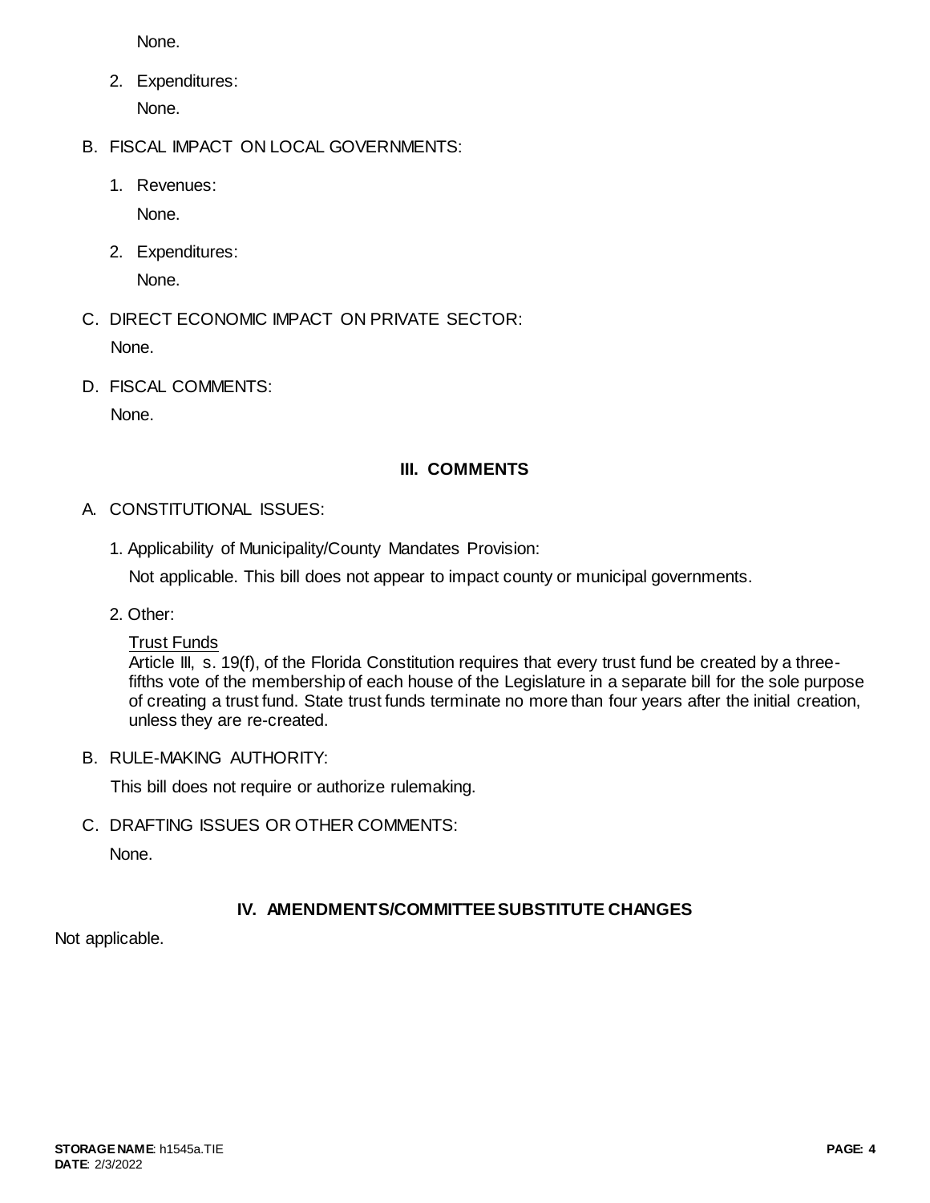None.

2. Expenditures:

   None.

B. FISCAL IMPACT ON LOCAL GOVERNMENTS:

   1. Revenues:

      None.

   2. Expenditures:

      None.

C. DIRECT ECONOMIC IMPACT ON PRIVATE SECTOR:

   None.

D. FISCAL COMMENTS:

   None.

## III. COMMENTS

A. CONSTITUTIONAL ISSUES:

   1. Applicability of Municipality/County Mandates Provision:

      Not applicable. This bill does not appear to impact county or municipal governments.

   2. Other:

      Trust Funds
      Article III, s. 19(f), of the Florida Constitution requires that every trust fund be created by a three-fifths vote of the membership of each house of the Legislature in a separate bill for the sole purpose of creating a trust fund. State trust funds terminate no more than four years after the initial creation, unless they are re-created.

B. RULE-MAKING AUTHORITY:

   This bill does not require or authorize rulemaking.

C. DRAFTING ISSUES OR OTHER COMMENTS:

   None.

## IV. AMENDMENTS/COMMITTEE SUBSTITUTE CHANGES

Not applicable.